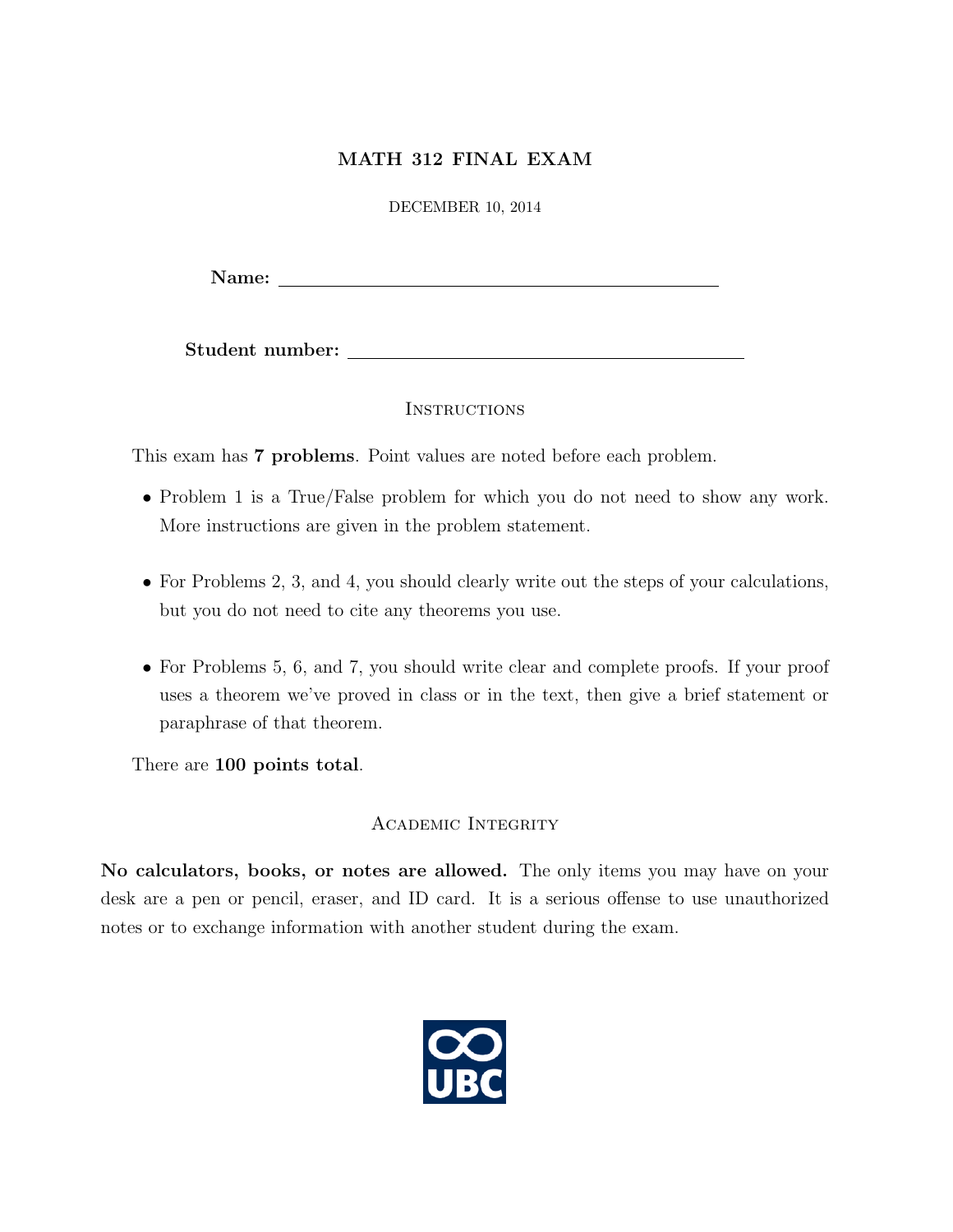# MATH 312 FINAL EXAM

DECEMBER 10, 2014

**Name:** ____________________________________________

**Student number:** ________________________________________

## Instructions

This exam has **7 problems**. Point values are noted before each problem.

- Problem 1 is a True/False problem for which you do not need to show any work. More instructions are given in the problem statement.
- For Problems 2, 3, and 4, you should clearly write out the steps of your calculations, but you do not need to cite any theorems you use.
- For Problems 5, 6, and 7, you should write clear and complete proofs. If your proof uses a theorem we've proved in class or in the text, then give a brief statement or paraphrase of that theorem.

There are **100 points total**.

## Academic Integrity

**No calculators, books, or notes are allowed.** The only items you may have on your desk are a pen or pencil, eraser, and ID card. It is a serious offense to use unauthorized notes or to exchange information with another student during the exam.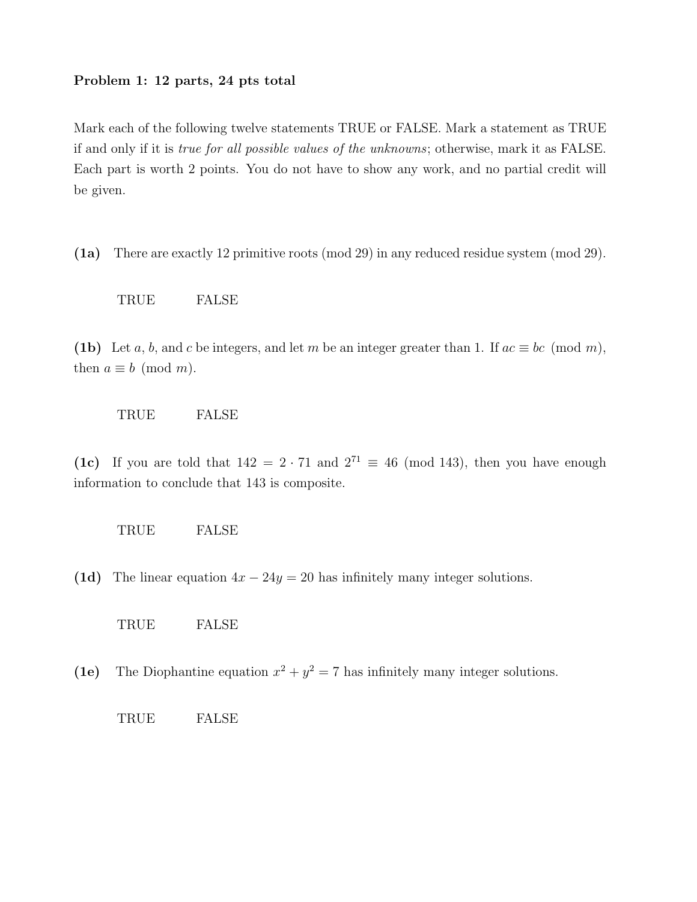**Problem 1: 12 parts, 24 pts total**

Mark each of the following twelve statements TRUE or FALSE. Mark a statement as TRUE if and only if it is *true for all possible values of the unknowns*; otherwise, mark it as FALSE. Each part is worth 2 points. You do not have to show any work, and no partial credit will be given.

**(1a)** There are exactly 12 primitive roots (mod 29) in any reduced residue system (mod 29).

TRUE FALSE

**(1b)** Let $a$, $b$, and $c$ be integers, and let $m$ be an integer greater than 1. If $ac \equiv bc \pmod{m}$, then $a \equiv b \pmod{m}$.

TRUE FALSE

**(1c)** If you are told that $142 = 2 \cdot 71$ and $2^{71} \equiv 46 \pmod{143}$, then you have enough information to conclude that 143 is composite.

TRUE FALSE

**(1d)** The linear equation $4x - 24y = 20$ has infinitely many integer solutions.

TRUE FALSE

**(1e)** The Diophantine equation $x^2 + y^2 = 7$ has infinitely many integer solutions.

TRUE FALSE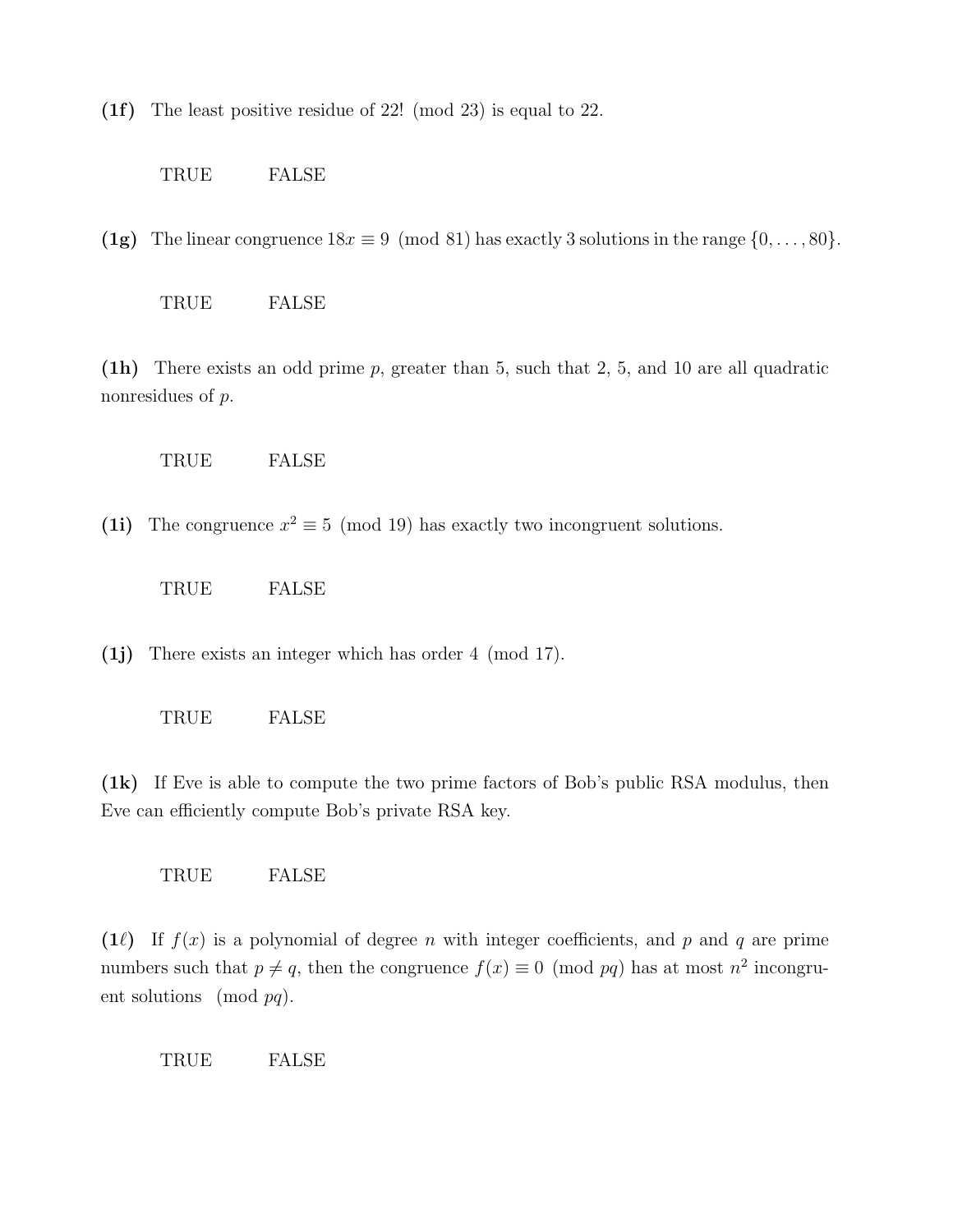**(1f)** The least positive residue of 22! (mod 23) is equal to 22.

TRUE FALSE

**(1g)** The linear congruence $18x \equiv 9 \pmod{81}$ has exactly 3 solutions in the range $\{0, \ldots, 80\}$.

TRUE FALSE

**(1h)** There exists an odd prime $p$, greater than 5, such that 2, 5, and 10 are all quadratic nonresidues of $p$.

TRUE FALSE

**(1i)** The congruence $x^2 \equiv 5 \pmod{19}$ has exactly two incongruent solutions.

TRUE FALSE

**(1j)** There exists an integer which has order $4 \pmod{17}$.

TRUE FALSE

**(1k)** If Eve is able to compute the two prime factors of Bob's public RSA modulus, then Eve can efficiently compute Bob's private RSA key.

TRUE FALSE

**(1ℓ)** If $f(x)$ is a polynomial of degree $n$ with integer coefficients, and $p$ and $q$ are prime numbers such that $p \neq q$, then the congruence $f(x) \equiv 0 \pmod{pq}$ has at most $n^2$ incongruent solutions $\pmod{pq}$.

TRUE FALSE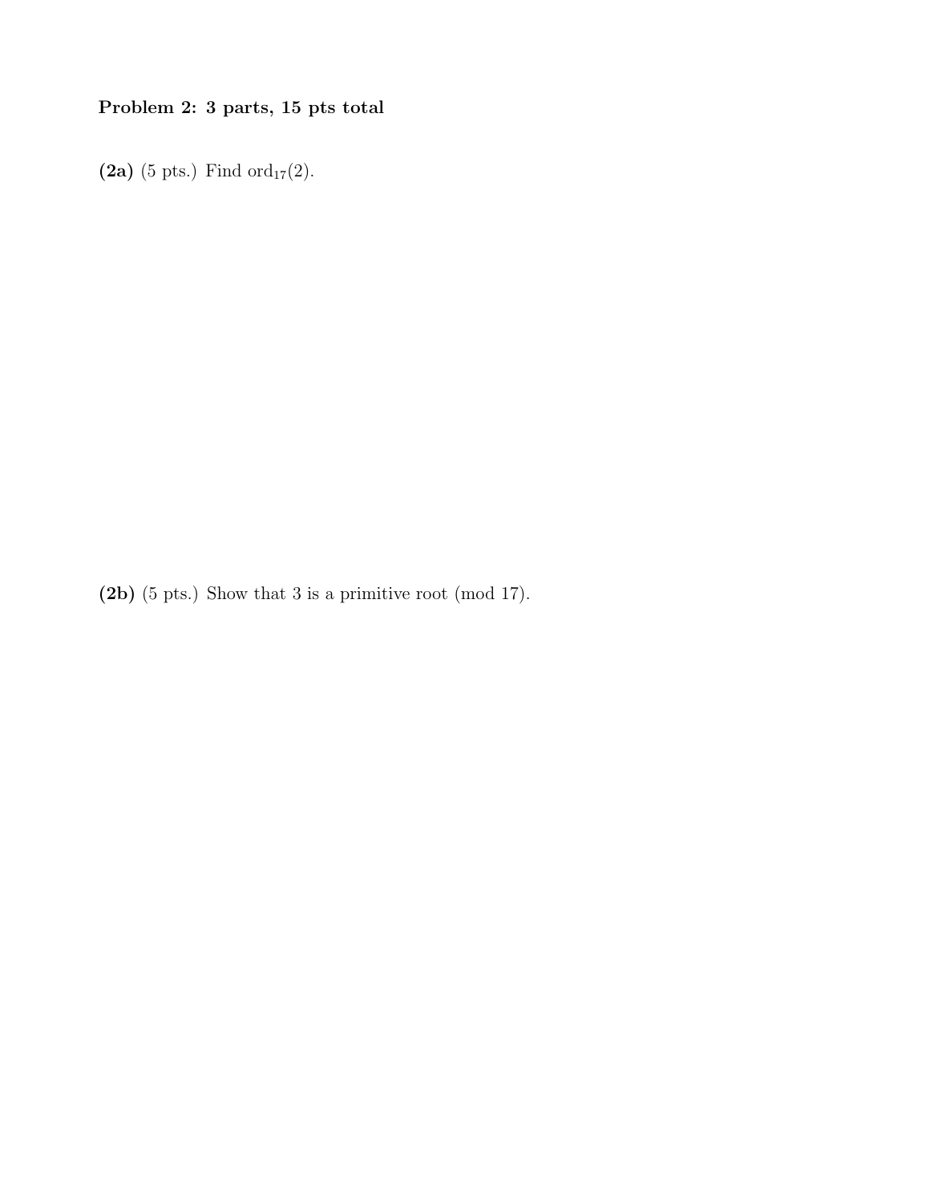**Problem 2: 3 parts, 15 pts total**

**(2a)** (5 pts.) Find $\text{ord}_{17}(2)$.

**(2b)** (5 pts.) Show that 3 is a primitive root (mod 17).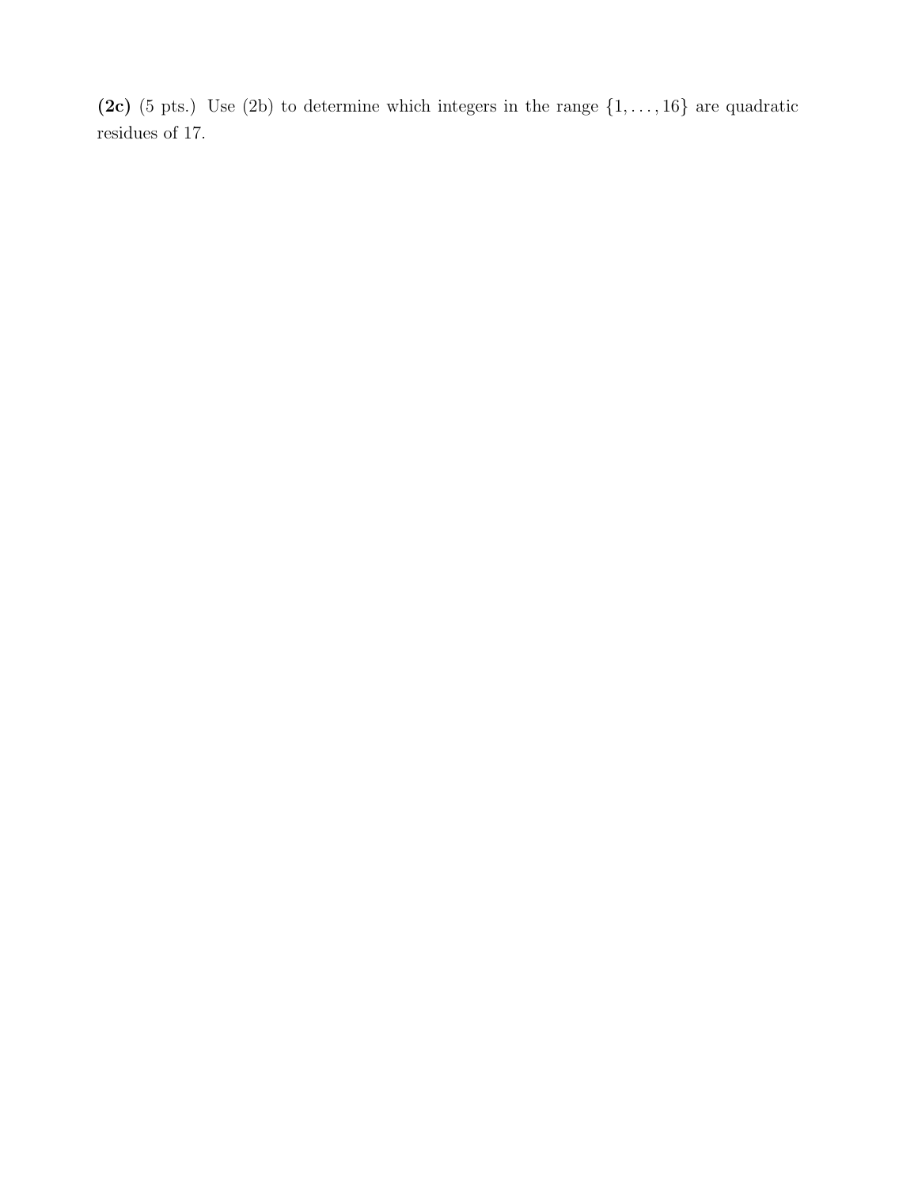**(2c)** (5 pts.) Use (2b) to determine which integers in the range $\{1, \ldots, 16\}$ are quadratic residues of 17.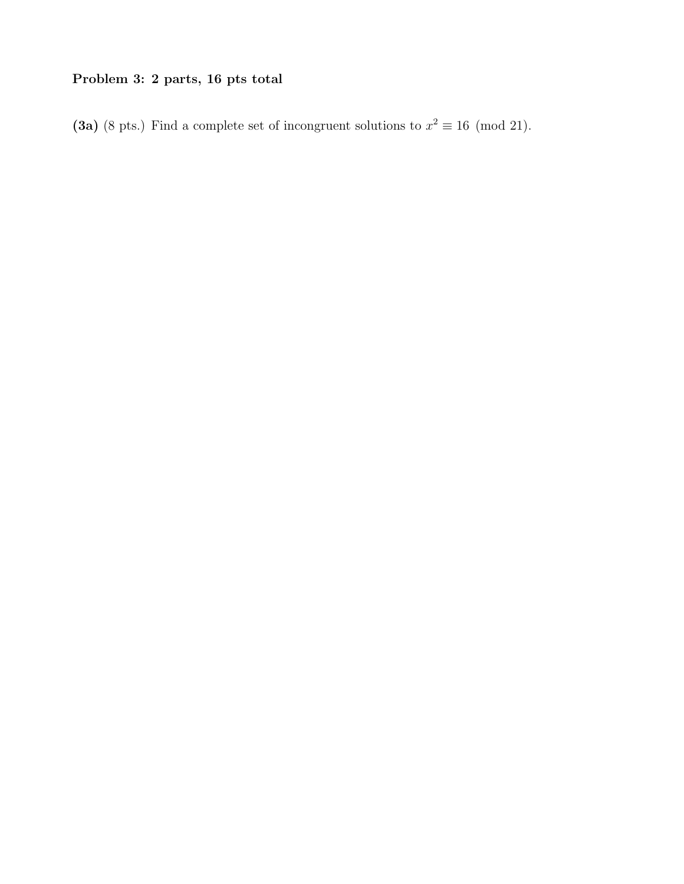**Problem 3: 2 parts, 16 pts total**

**(3a)** (8 pts.) Find a complete set of incongruent solutions to $x^2 \equiv 16 \pmod{21}$.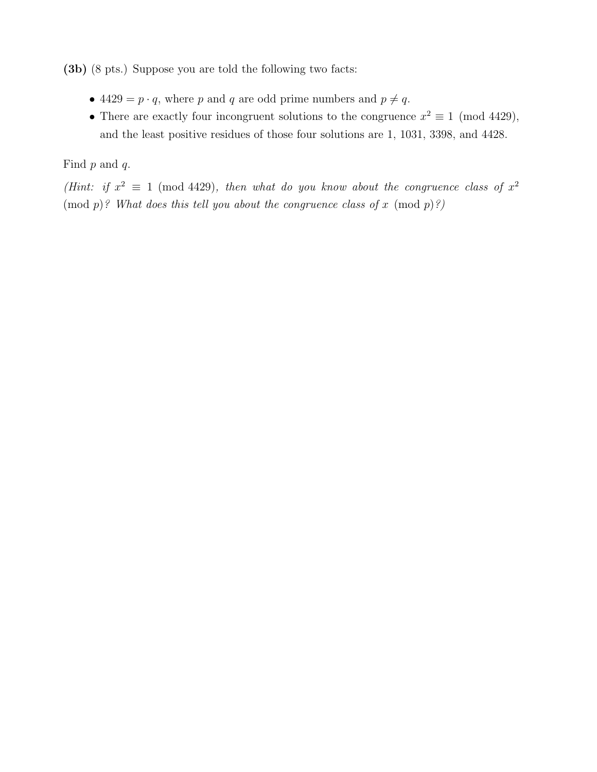**(3b)** (8 pts.) Suppose you are told the following two facts:

- $4429 = p \cdot q$, where $p$ and $q$ are odd prime numbers and $p \neq q$.
- There are exactly four incongruent solutions to the congruence $x^2 \equiv 1 \pmod{4429}$, and the least positive residues of those four solutions are 1, 1031, 3398, and 4428.

Find $p$ and $q$.

*(Hint: if $x^2 \equiv 1 \pmod{4429}$, then what do you know about the congruence class of $x^2 \pmod{p}$? What does this tell you about the congruence class of $x \pmod{p}$?)*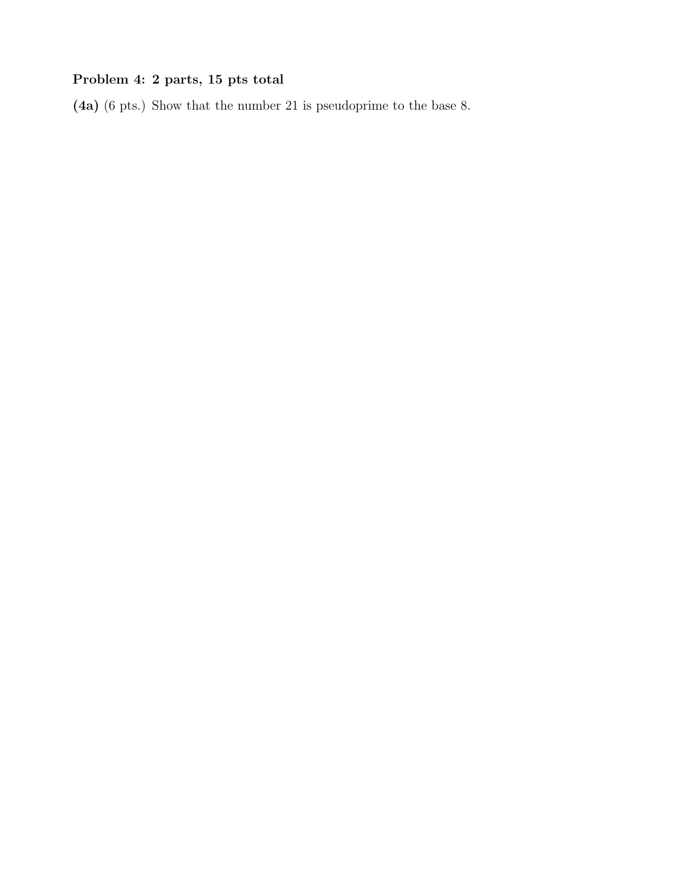**Problem 4: 2 parts, 15 pts total**

**(4a)** (6 pts.) Show that the number 21 is pseudoprime to the base 8.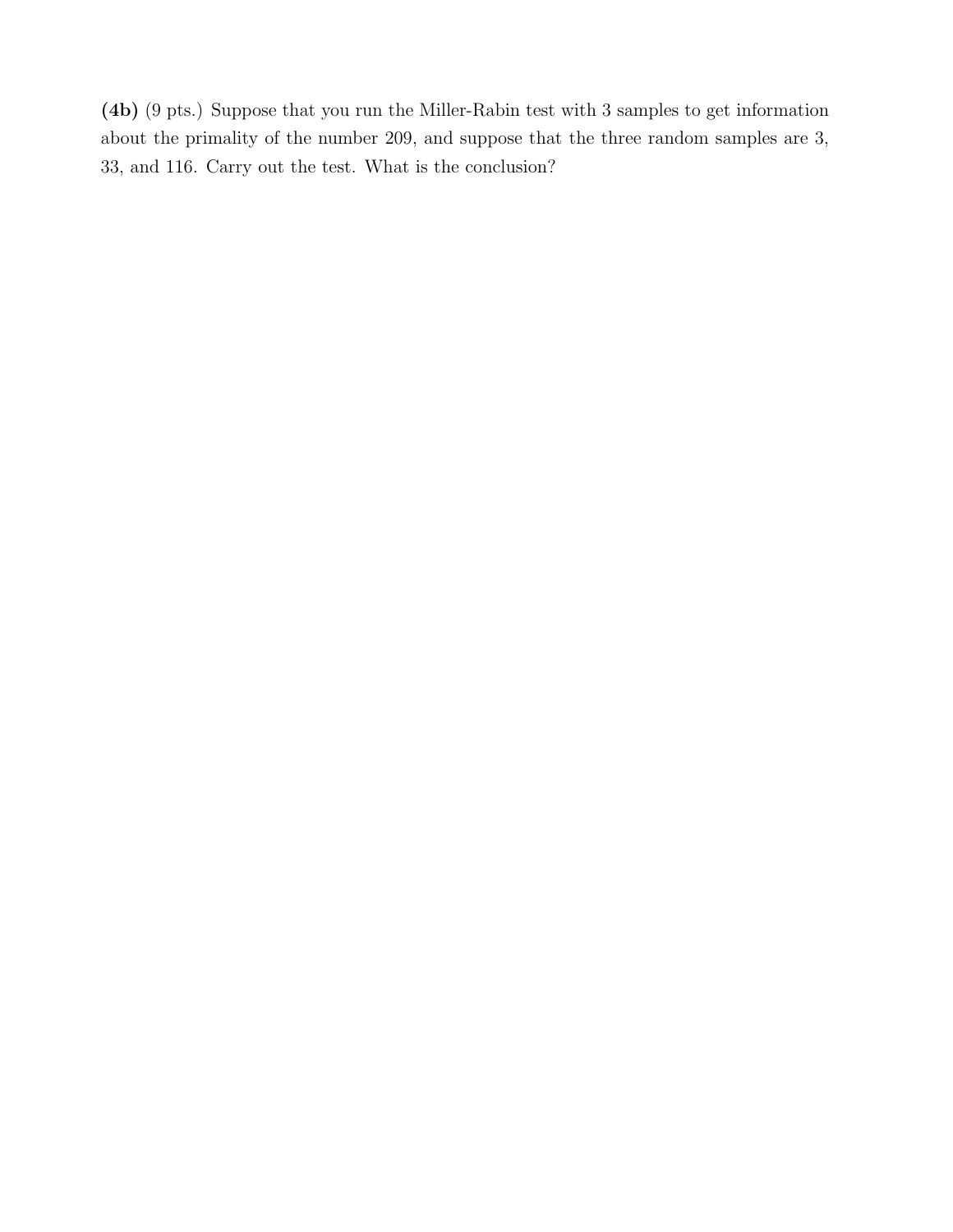**(4b)** (9 pts.) Suppose that you run the Miller-Rabin test with 3 samples to get information about the primality of the number 209, and suppose that the three random samples are 3, 33, and 116. Carry out the test. What is the conclusion?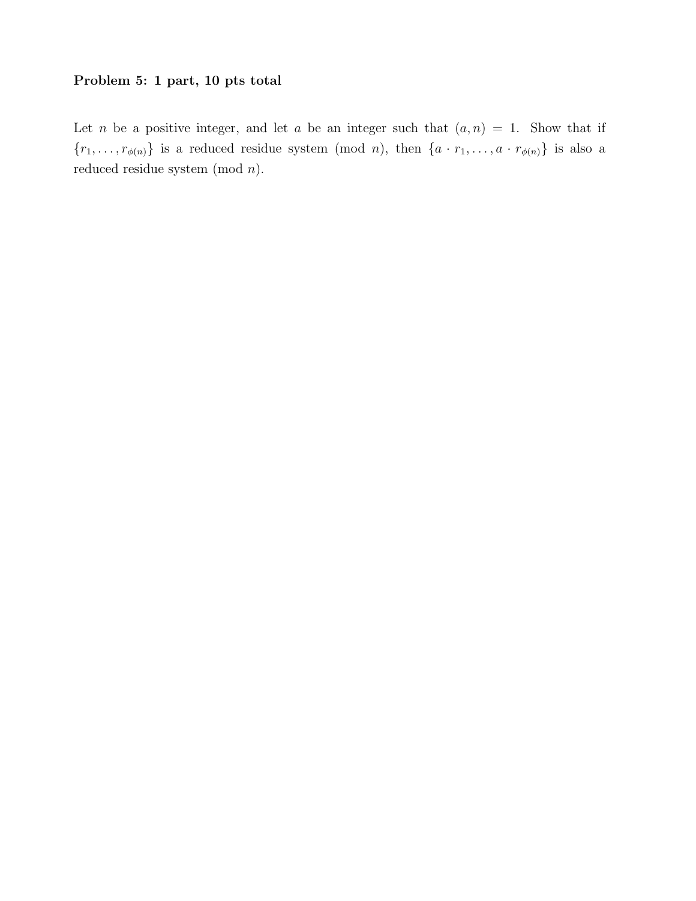**Problem 5: 1 part, 10 pts total**

Let $n$ be a positive integer, and let $a$ be an integer such that $(a, n) = 1$. Show that if $\{r_1, \ldots, r_{\phi(n)}\}$ is a reduced residue system (mod $n$), then $\{a \cdot r_1, \ldots, a \cdot r_{\phi(n)}\}$ is also a reduced residue system (mod $n$).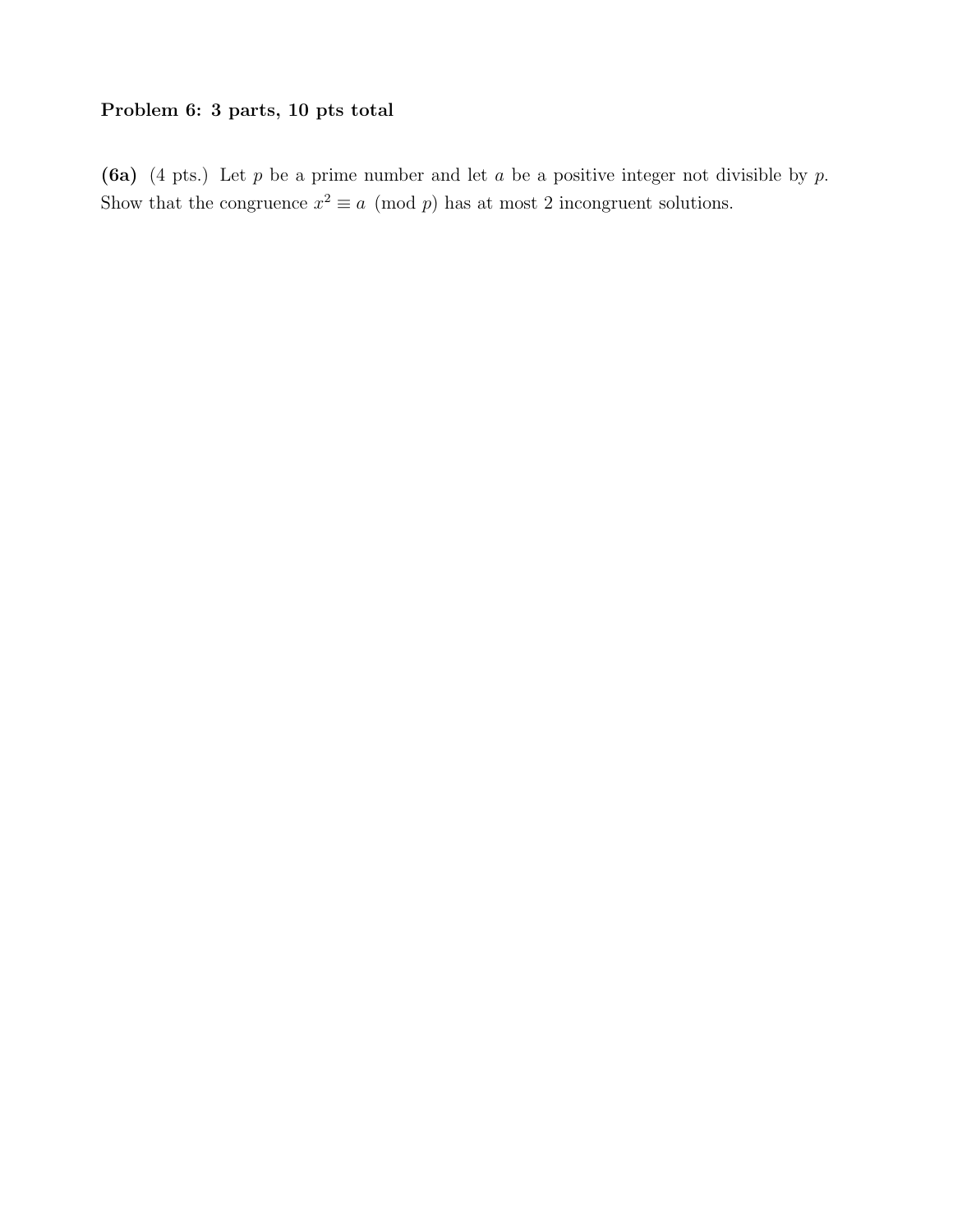**Problem 6: 3 parts, 10 pts total**

**(6a)** (4 pts.) Let $p$ be a prime number and let $a$ be a positive integer not divisible by $p$. Show that the congruence $x^2 \equiv a \pmod{p}$ has at most 2 incongruent solutions.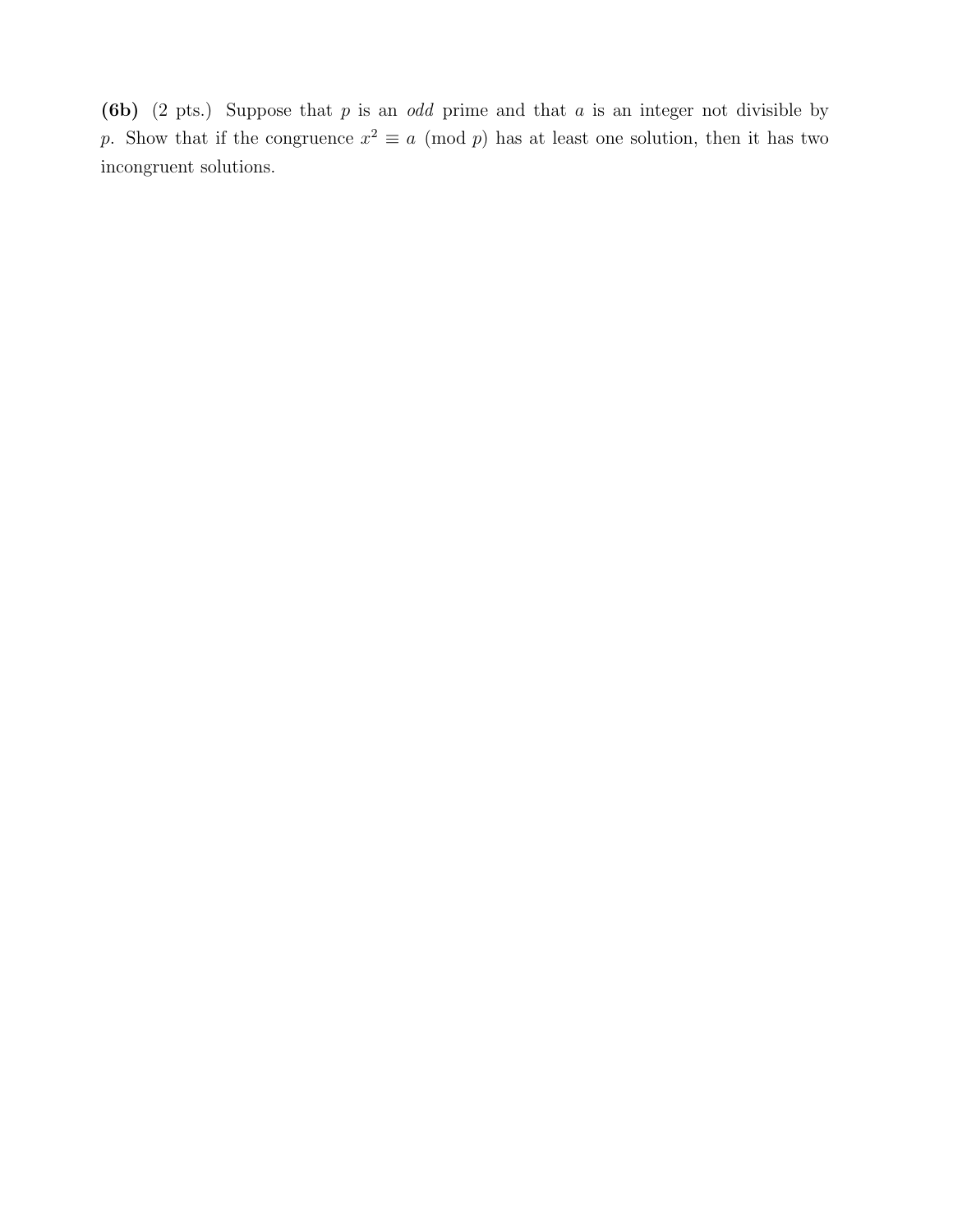**(6b)** (2 pts.) Suppose that $p$ is an *odd* prime and that $a$ is an integer not divisible by $p$. Show that if the congruence $x^2 \equiv a \pmod{p}$ has at least one solution, then it has two incongruent solutions.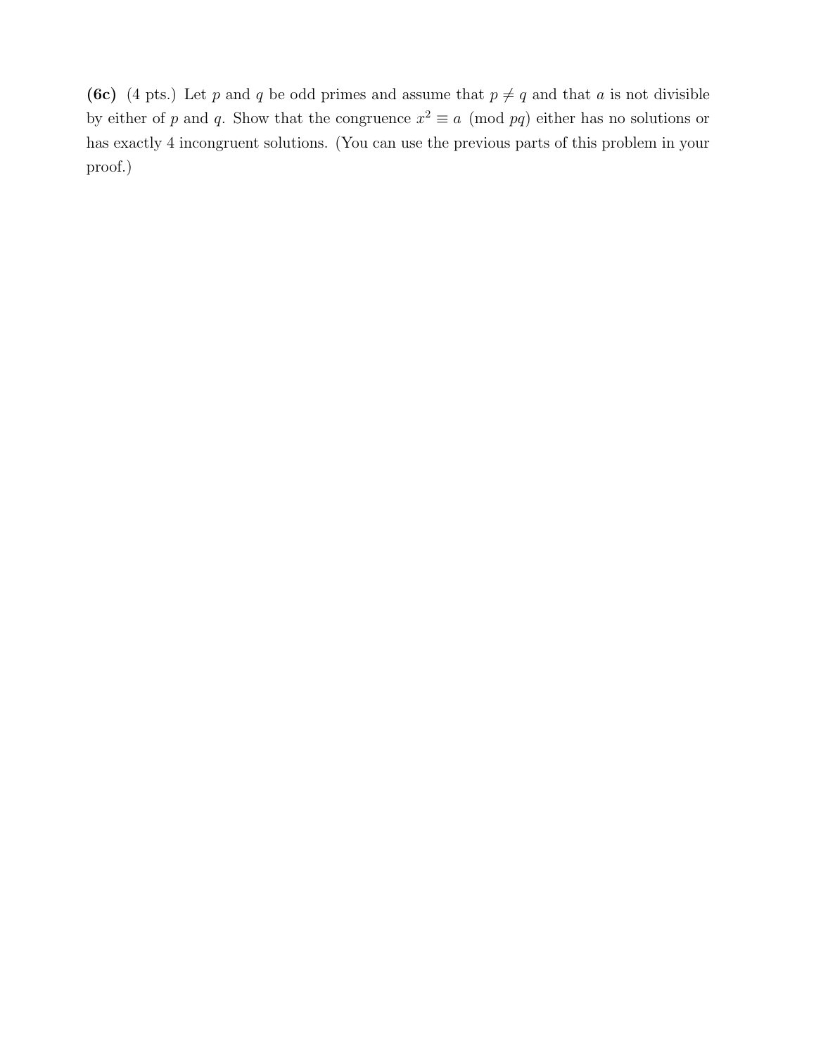**(6c)** (4 pts.) Let $p$ and $q$ be odd primes and assume that $p \neq q$ and that $a$ is not divisible by either of $p$ and $q$. Show that the congruence $x^2 \equiv a \pmod{pq}$ either has no solutions or has exactly 4 incongruent solutions. (You can use the previous parts of this problem in your proof.)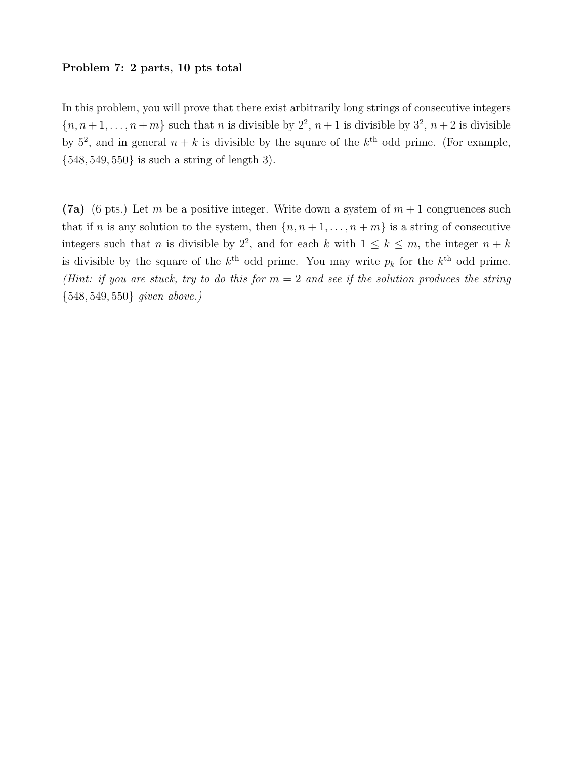**Problem 7: 2 parts, 10 pts total**

In this problem, you will prove that there exist arbitrarily long strings of consecutive integers $\{n, n+1, \ldots, n+m\}$ such that $n$ is divisible by $2^2$, $n+1$ is divisible by $3^2$, $n+2$ is divisible by $5^2$, and in general $n+k$ is divisible by the square of the $k^{\text{th}}$ odd prime. (For example, $\{548, 549, 550\}$ is such a string of length 3).

**(7a)** (6 pts.) Let $m$ be a positive integer. Write down a system of $m+1$ congruences such that if $n$ is any solution to the system, then $\{n, n+1, \ldots, n+m\}$ is a string of consecutive integers such that $n$ is divisible by $2^2$, and for each $k$ with $1 \le k \le m$, the integer $n+k$ is divisible by the square of the $k^{\text{th}}$ odd prime. You may write $p_k$ for the $k^{\text{th}}$ odd prime. *(Hint: if you are stuck, try to do this for $m = 2$ and see if the solution produces the string $\{548, 549, 550\}$ given above.)*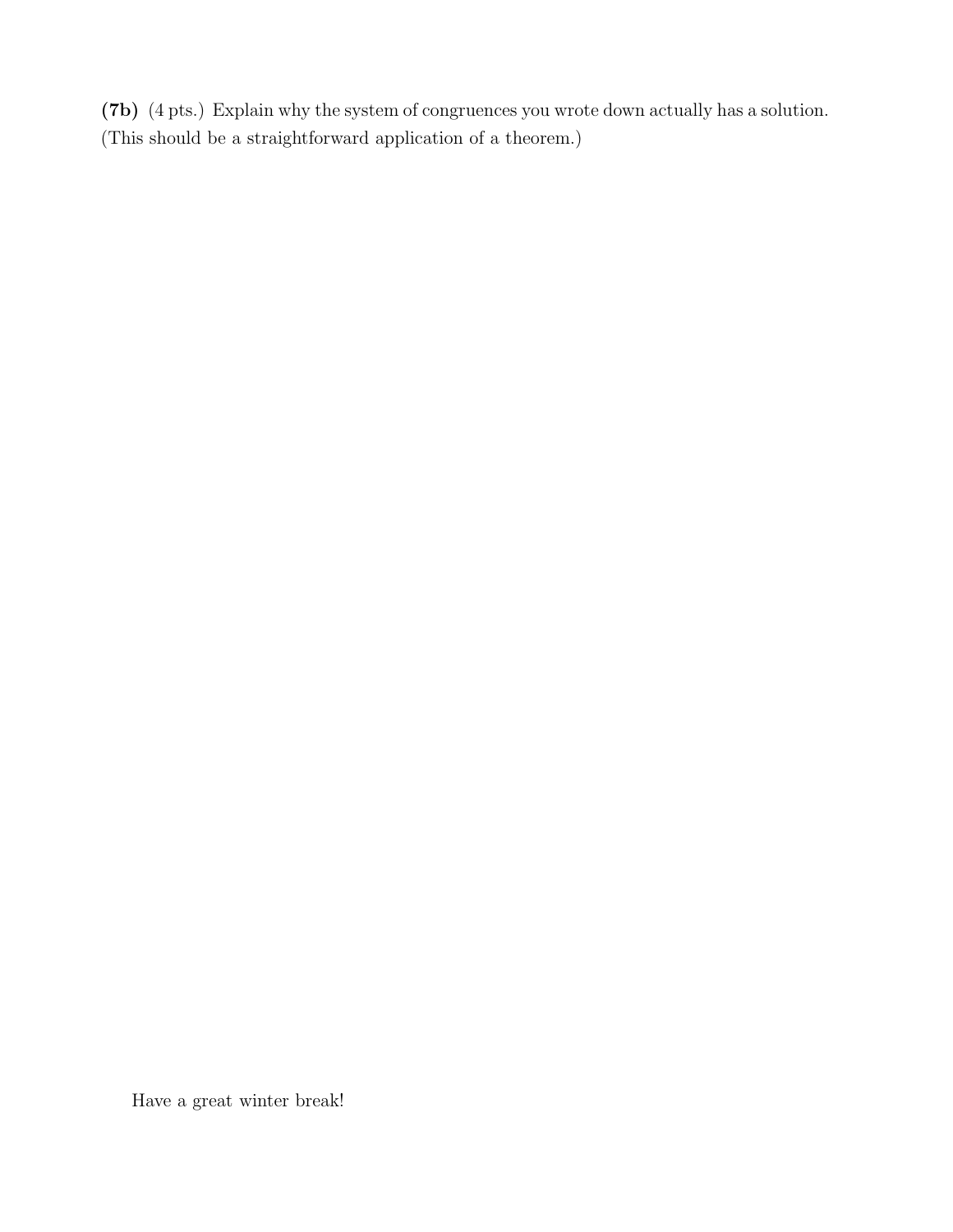**(7b)** (4 pts.) Explain why the system of congruences you wrote down actually has a solution. (This should be a straightforward application of a theorem.)

Have a great winter break!